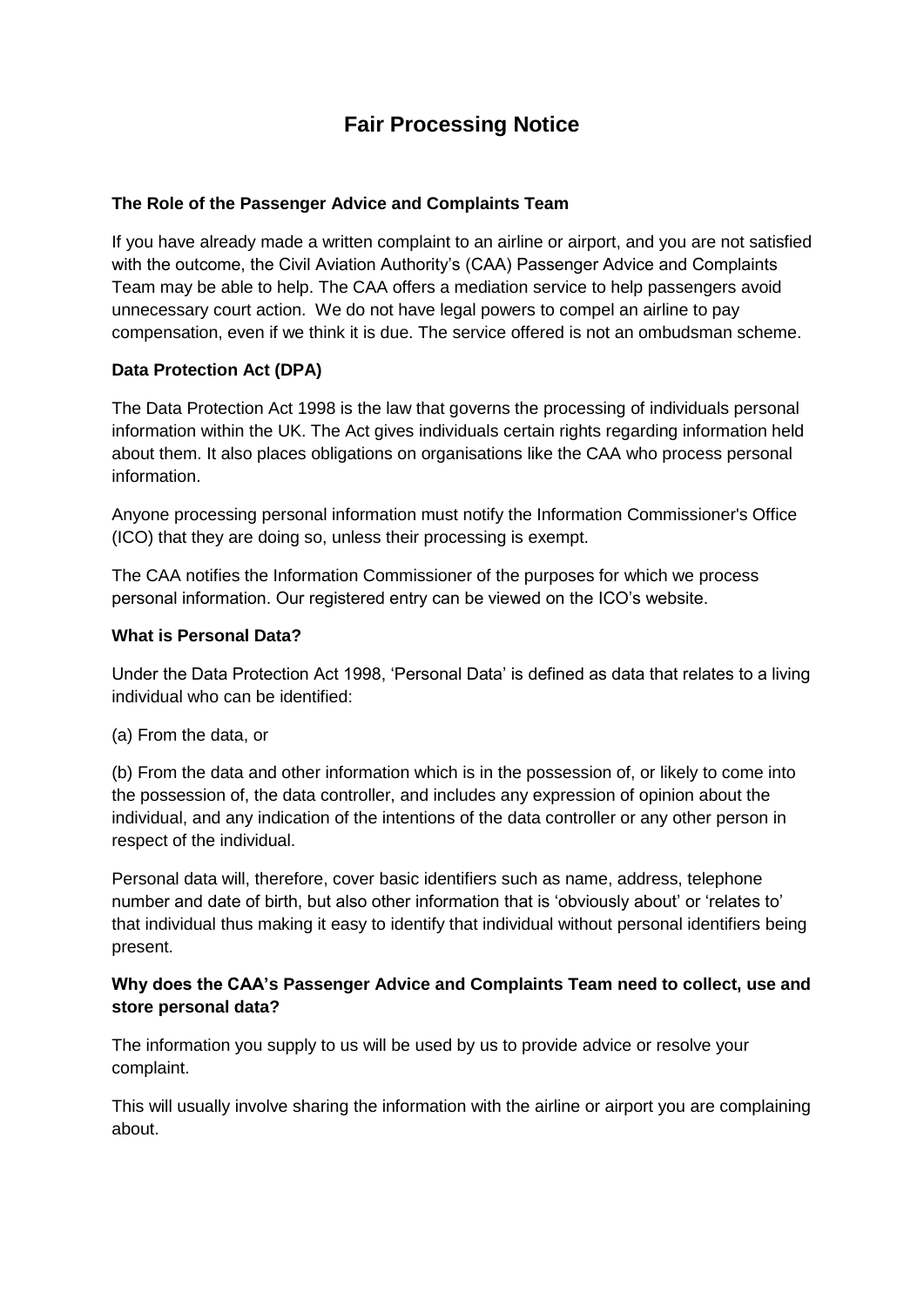# Fair Processing Notice

**The Role of the Passenger Advice and Complaints Team**

If you have already made a written complaint to an airline or airport, and you are not satisfied with the outcome, the Civil Aviation Authority's (CAA) Passenger Advice and Complaints Team may be able to help. The CAA offers a mediation service to help passengers avoid unnecessary court action. We do not have legal powers to compel an airline to pay compensation, even if we think it is due. The service offered is not an ombudsman scheme.

**Data Protection Act (DPA)**

The Data Protection Act 1998 is the law that governs the processing of individuals personal information within the UK. The Act gives individuals certain rights regarding information held about them. It also places obligations on organisations like the CAA who process personal information.

Anyone processing personal information must notify the Information Commissioner's Office (ICO) that they are doing so, unless their processing is exempt.

The CAA notifies the Information Commissioner of the purposes for which we process personal information. Our registered entry can be viewed on the ICO's website.

**What is Personal Data?**

Under the Data Protection Act 1998, 'Personal Data' is defined as data that relates to a living individual who can be identified:

(a) From the data, or

(b) From the data and other information which is in the possession of, or likely to come into the possession of, the data controller, and includes any expression of opinion about the individual, and any indication of the intentions of the data controller or any other person in respect of the individual.

Personal data will, therefore, cover basic identifiers such as name, address, telephone number and date of birth, but also other information that is 'obviously about' or 'relates to' that individual thus making it easy to identify that individual without personal identifiers being present.

**Why does the CAA's Passenger Advice and Complaints Team need to collect, use and store personal data?**

The information you supply to us will be used by us to provide advice or resolve your complaint.

This will usually involve sharing the information with the airline or airport you are complaining about.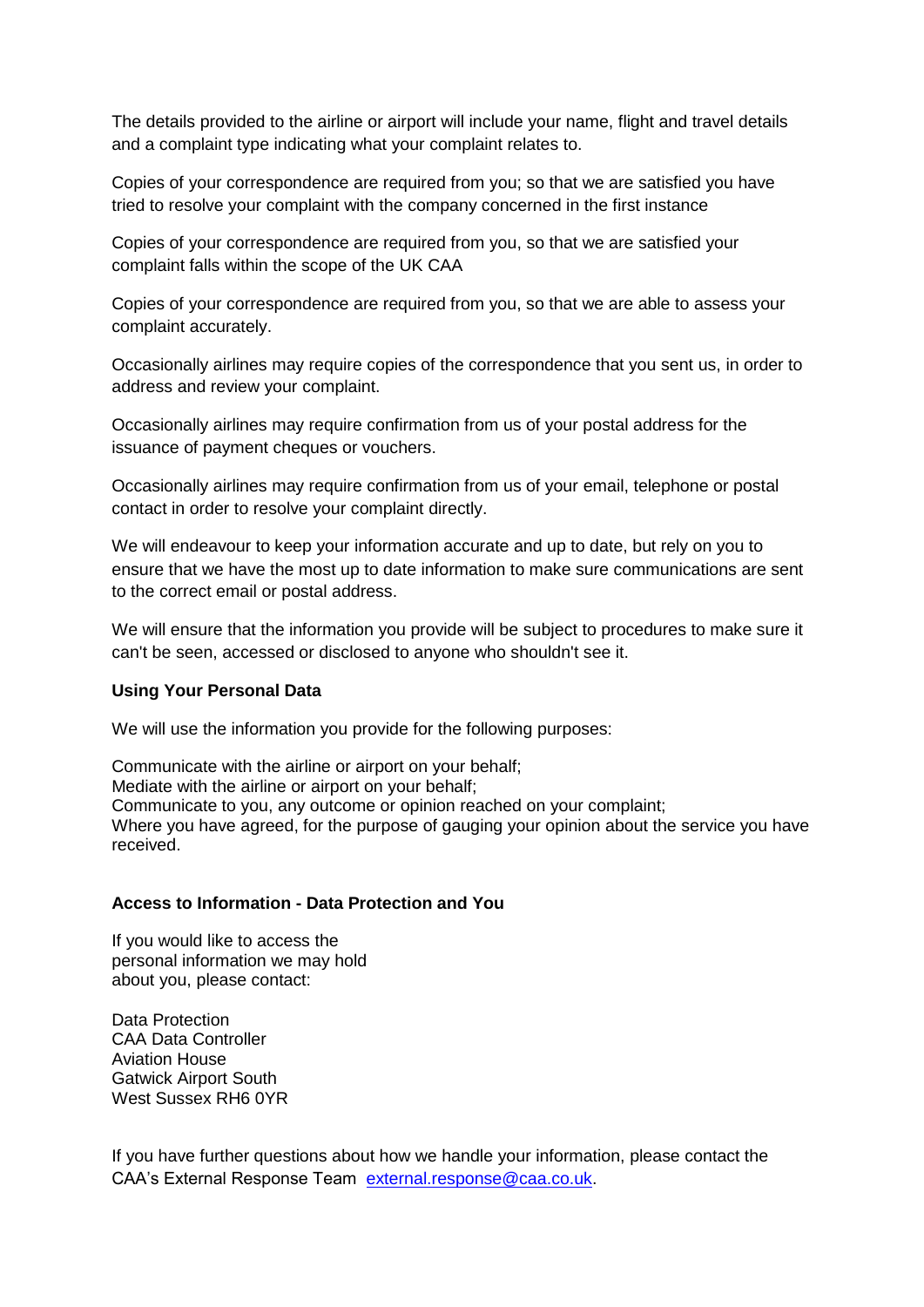The details provided to the airline or airport will include your name, flight and travel details and a complaint type indicating what your complaint relates to.

Copies of your correspondence are required from you; so that we are satisfied you have tried to resolve your complaint with the company concerned in the first instance

Copies of your correspondence are required from you, so that we are satisfied your complaint falls within the scope of the UK CAA

Copies of your correspondence are required from you, so that we are able to assess your complaint accurately.

Occasionally airlines may require copies of the correspondence that you sent us, in order to address and review your complaint.

Occasionally airlines may require confirmation from us of your postal address for the issuance of payment cheques or vouchers.

Occasionally airlines may require confirmation from us of your email, telephone or postal contact in order to resolve your complaint directly.

We will endeavour to keep your information accurate and up to date, but rely on you to ensure that we have the most up to date information to make sure communications are sent to the correct email or postal address.

We will ensure that the information you provide will be subject to procedures to make sure it can't be seen, accessed or disclosed to anyone who shouldn't see it.

**Using Your Personal Data**

We will use the information you provide for the following purposes:

Communicate with the airline or airport on your behalf;
Mediate with the airline or airport on your behalf;
Communicate to you, any outcome or opinion reached on your complaint;
Where you have agreed, for the purpose of gauging your opinion about the service you have received.

**Access to Information - Data Protection and You**

If you would like to access the personal information we may hold about you, please contact:

Data Protection
CAA Data Controller
Aviation House
Gatwick Airport South
West Sussex RH6 0YR

If you have further questions about how we handle your information, please contact the CAA's External Response Team external.response@caa.co.uk.